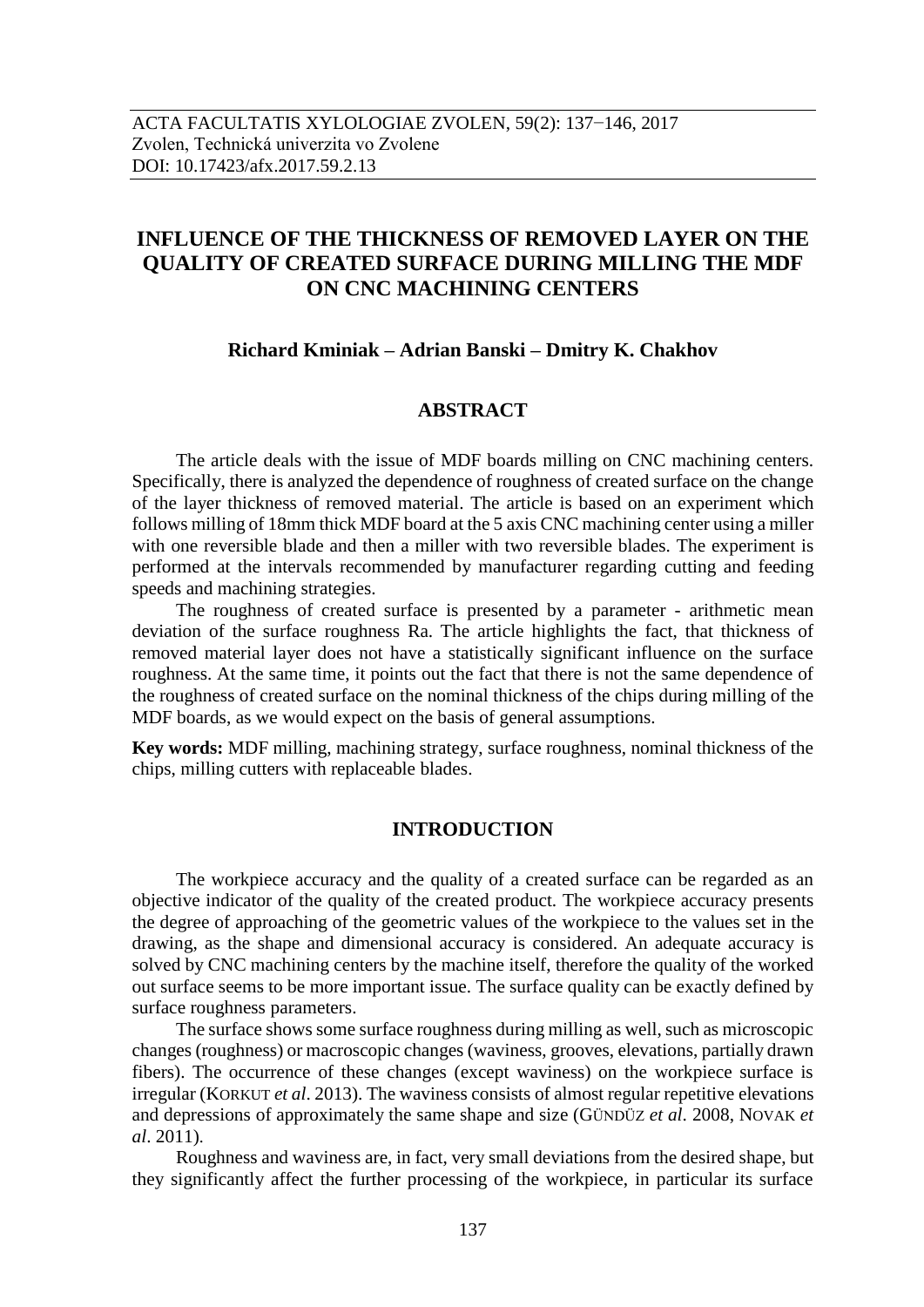ACTA FACULTATIS XYLOLOGIAE ZVOLEN, 59(2): 137−146, 2017
Zvolen, Technická univerzita vo Zvolene
DOI: 10.17423/afx.2017.59.2.13

# INFLUENCE OF THE THICKNESS OF REMOVED LAYER ON THE QUALITY OF CREATED SURFACE DURING MILLING THE MDF ON CNC MACHINING CENTERS

**Richard Kminiak – Adrian Banski – Dmitry K. Chakhov**

## ABSTRACT

The article deals with the issue of MDF boards milling on CNC machining centers. Specifically, there is analyzed the dependence of roughness of created surface on the change of the layer thickness of removed material. The article is based on an experiment which follows milling of 18mm thick MDF board at the 5 axis CNC machining center using a miller with one reversible blade and then a miller with two reversible blades. The experiment is performed at the intervals recommended by manufacturer regarding cutting and feeding speeds and machining strategies.

The roughness of created surface is presented by a parameter - arithmetic mean deviation of the surface roughness Ra. The article highlights the fact, that thickness of removed material layer does not have a statistically significant influence on the surface roughness. At the same time, it points out the fact that there is not the same dependence of the roughness of created surface on the nominal thickness of the chips during milling of the MDF boards, as we would expect on the basis of general assumptions.

**Key words:** MDF milling, machining strategy, surface roughness, nominal thickness of the chips, milling cutters with replaceable blades.

## INTRODUCTION

The workpiece accuracy and the quality of a created surface can be regarded as an objective indicator of the quality of the created product. The workpiece accuracy presents the degree of approaching of the geometric values of the workpiece to the values set in the drawing, as the shape and dimensional accuracy is considered. An adequate accuracy is solved by CNC machining centers by the machine itself, therefore the quality of the worked out surface seems to be more important issue. The surface quality can be exactly defined by surface roughness parameters.

The surface shows some surface roughness during milling as well, such as microscopic changes (roughness) or macroscopic changes (waviness, grooves, elevations, partially drawn fibers). The occurrence of these changes (except waviness) on the workpiece surface is irregular (KORKUT *et al*. 2013). The waviness consists of almost regular repetitive elevations and depressions of approximately the same shape and size (GÜNDÜZ *et al*. 2008, NOVAK *et al*. 2011).

Roughness and waviness are, in fact, very small deviations from the desired shape, but they significantly affect the further processing of the workpiece, in particular its surface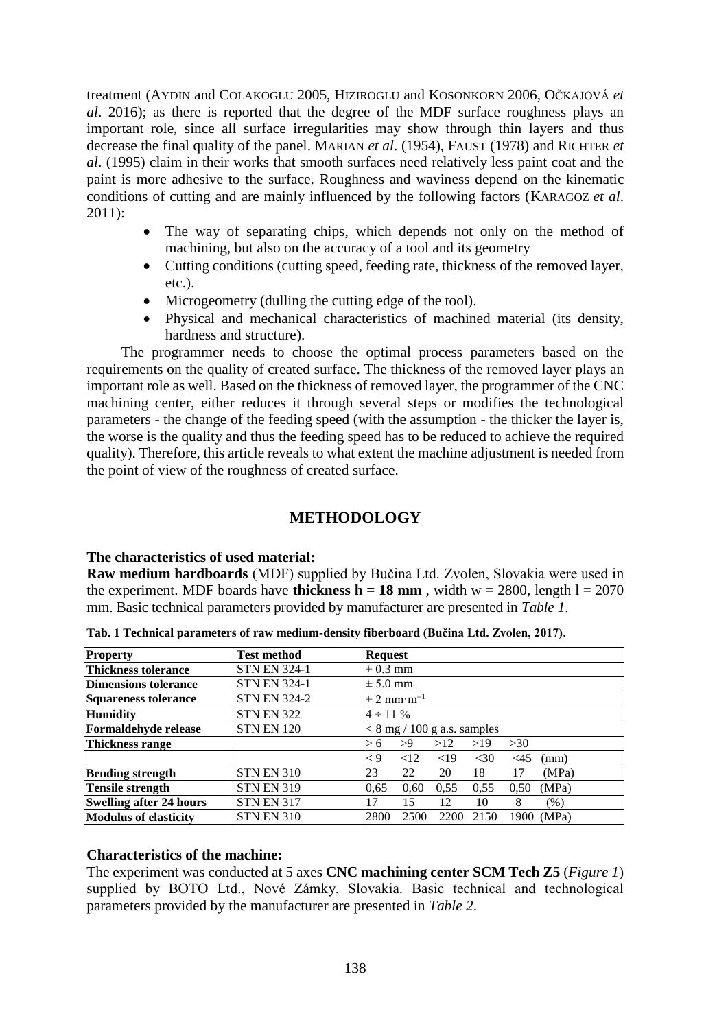treatment (AYDIN and COLAKOGLU 2005, HIZIROGLU and KOSONKORN 2006, OČKAJOVÁ *et al*. 2016); as there is reported that the degree of the MDF surface roughness plays an important role, since all surface irregularities may show through thin layers and thus decrease the final quality of the panel. MARIAN *et al*. (1954), FAUST (1978) and RICHTER *et al*. (1995) claim in their works that smooth surfaces need relatively less paint coat and the paint is more adhesive to the surface. Roughness and waviness depend on the kinematic conditions of cutting and are mainly influenced by the following factors (KARAGOZ *et al*. 2011):

- The way of separating chips, which depends not only on the method of machining, but also on the accuracy of a tool and its geometry
- Cutting conditions (cutting speed, feeding rate, thickness of the removed layer, etc.).
- Microgeometry (dulling the cutting edge of the tool).
- Physical and mechanical characteristics of machined material (its density, hardness and structure).

The programmer needs to choose the optimal process parameters based on the requirements on the quality of created surface. The thickness of the removed layer plays an important role as well. Based on the thickness of removed layer, the programmer of the CNC machining center, either reduces it through several steps or modifies the technological parameters - the change of the feeding speed (with the assumption - the thicker the layer is, the worse is the quality and thus the feeding speed has to be reduced to achieve the required quality). Therefore, this article reveals to what extent the machine adjustment is needed from the point of view of the roughness of created surface.

## METHODOLOGY

### The characteristics of used material:

**Raw medium hardboards** (MDF) supplied by Bučina Ltd. Zvolen, Slovakia were used in the experiment. MDF boards have **thickness h = 18 mm** , width w = 2800, length l = 2070 mm. Basic technical parameters provided by manufacturer are presented in *Table 1*.

**Tab. 1 Technical parameters of raw medium-density fiberboard (Bučina Ltd. Zvolen, 2017).**

| Property | Test method | Request | | | | | |
|---|---|---|---|---|---|---|---|
| Thickness tolerance | STN EN 324-1 | ± 0.3 mm | | | | | |
| Dimensions tolerance | STN EN 324-1 | ± 5.0 mm | | | | | |
| Squareness tolerance | STN EN 324-2 | ± 2 mm·m$^{-1}$ | | | | | |
| Humidity | STN EN 322 | 4 ÷ 11 % | | | | | |
| Formaldehyde release | STN EN 120 | < 8 mg / 100 g a.s. samples | | | | | |
| Thickness range | | > 6 | >9 | >12 | >19 | >30 | |
| | | < 9 | <12 | <19 | <30 | <45 | (mm) |
| Bending strength | STN EN 310 | 23 | 22 | 20 | 18 | 17 | (MPa) |
| Tensile strength | STN EN 319 | 0,65 | 0,60 | 0,55 | 0,55 | 0,50 | (MPa) |
| Swelling after 24 hours | STN EN 317 | 17 | 15 | 12 | 10 | 8 | (%) |
| Modulus of elasticity | STN EN 310 | 2800 | 2500 | 2200 | 2150 | 1900 | (MPa) |

### Characteristics of the machine:

The experiment was conducted at 5 axes **CNC machining center SCM Tech Z5** (*Figure 1*) supplied by BOTO Ltd., Nové Zámky, Slovakia. Basic technical and technological parameters provided by the manufacturer are presented in *Table 2*.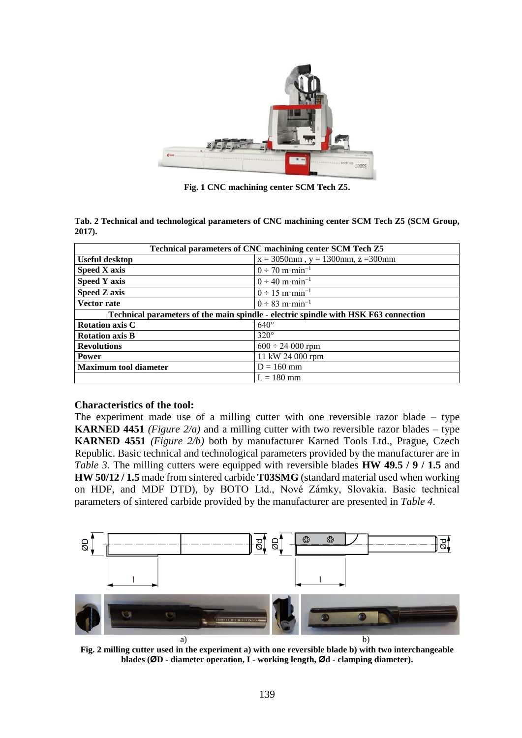Fig. 1 CNC machining center SCM Tech Z5.

**Tab. 2 Technical and technological parameters of CNC machining center SCM Tech Z5 (SCM Group, 2017).**

| Technical parameters of CNC machining center SCM Tech Z5 | |
|---|---|
| **Useful desktop** | x = 3050mm , y = 1300mm, z =300mm |
| **Speed X axis** | $0 \div 70$ m·min$^{-1}$ |
| **Speed Y axis** | $0 \div 40$ m·min$^{-1}$ |
| **Speed Z axis** | $0 \div 15$ m·min$^{-1}$ |
| **Vector rate** | $0 \div 83$ m·min$^{-1}$ |
| **Technical parameters of the main spindle - electric spindle with HSK F63 connection** | |
| **Rotation axis C** | 640° |
| **Rotation axis B** | 320° |
| **Revolutions** | $600 \div 24\,000$ rpm |
| **Power** | 11 kW 24 000 rpm |
| **Maximum tool diameter** | D = 160 mm |
| | L = 180 mm |

### Characteristics of the tool:

The experiment made use of a milling cutter with one reversible razor blade – type **KARNED 4451** *(Figure 2/a)* and a milling cutter with two reversible razor blades – type **KARNED 4551** *(Figure 2/b)* both by manufacturer Karned Tools Ltd., Prague, Czech Republic. Basic technical and technological parameters provided by the manufacturer are in *Table 3*. The milling cutters were equipped with reversible blades **HW 49.5 / 9 / 1.5** and **HW 50/12 / 1.5** made from sintered carbide **T03SMG** (standard material used when working on HDF, and MDF DTD), by BOTO Ltd., Nové Zámky, Slovakia. Basic technical parameters of sintered carbide provided by the manufacturer are presented in *Table 4*.

a) b)

**Fig. 2 milling cutter used in the experiment a) with one reversible blade b) with two interchangeable blades (ØD - diameter operation, I - working length, Ød - clamping diameter).**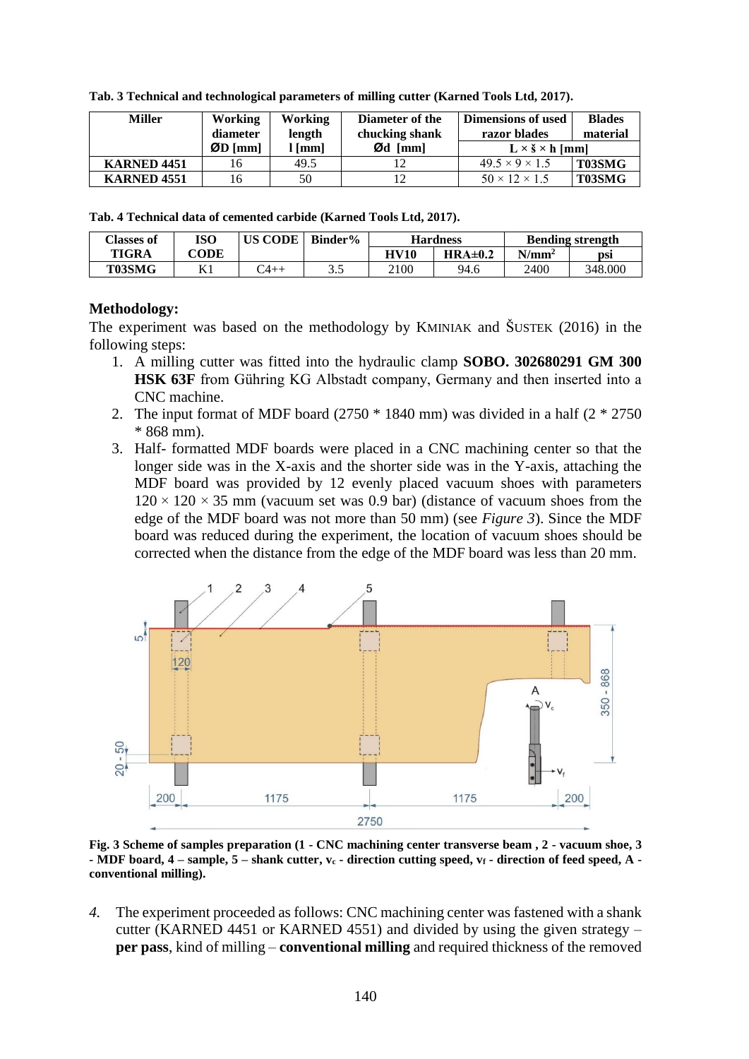**Tab. 3 Technical and technological parameters of milling cutter (Karned Tools Ltd, 2017).**

| Miller | Working diameter ØD [mm] | Working length l [mm] | Diameter of the chucking shank Ød [mm] | Dimensions of used razor blades L × š × h [mm] | Blades material |
|---|---|---|---|---|---|
| **KARNED 4451** | 16 | 49.5 | 12 | 49.5 × 9 × 1.5 | **T03SMG** |
| **KARNED 4551** | 16 | 50 | 12 | 50 × 12 × 1.5 | **T03SMG** |

**Tab. 4 Technical data of cemented carbide (Karned Tools Ltd, 2017).**

| Classes of TIGRA | ISO CODE | US CODE | Binder% | Hardness | | Bending strength | |
|---|---|---|---|---|---|---|---|
| | | | | **HV10** | **HRA±0.2** | **N/mm²** | **psi** |
| **T03SMG** | K1 | C4++ | 3.5 | 2100 | 94.6 | 2400 | 348.000 |

## Methodology:

The experiment was based on the methodology by Kminiak and Šustek (2016) in the following steps:

1. A milling cutter was fitted into the hydraulic clamp **SOBO. 302680291 GM 300 HSK 63F** from Gühring KG Albstadt company, Germany and then inserted into a CNC machine.
2. The input format of MDF board (2750 * 1840 mm) was divided in a half (2 * 2750 * 868 mm).
3. Half- formatted MDF boards were placed in a CNC machining center so that the longer side was in the X-axis and the shorter side was in the Y-axis, attaching the MDF board was provided by 12 evenly placed vacuum shoes with parameters 120 × 120 × 35 mm (vacuum set was 0.9 bar) (distance of vacuum shoes from the edge of the MDF board was not more than 50 mm) (see *Figure 3*). Since the MDF board was reduced during the experiment, the location of vacuum shoes should be corrected when the distance from the edge of the MDF board was less than 20 mm.

**Fig. 3 Scheme of samples preparation (1 - CNC machining center transverse beam , 2 - vacuum shoe, 3 - MDF board, 4 – sample, 5 – shank cutter, $v_c$ - direction cutting speed, $v_f$ - direction of feed speed, A - conventional milling).**

4. The experiment proceeded as follows: CNC machining center was fastened with a shank cutter (KARNED 4451 or KARNED 4551) and divided by using the given strategy – **per pass**, kind of milling – **conventional milling** and required thickness of the removed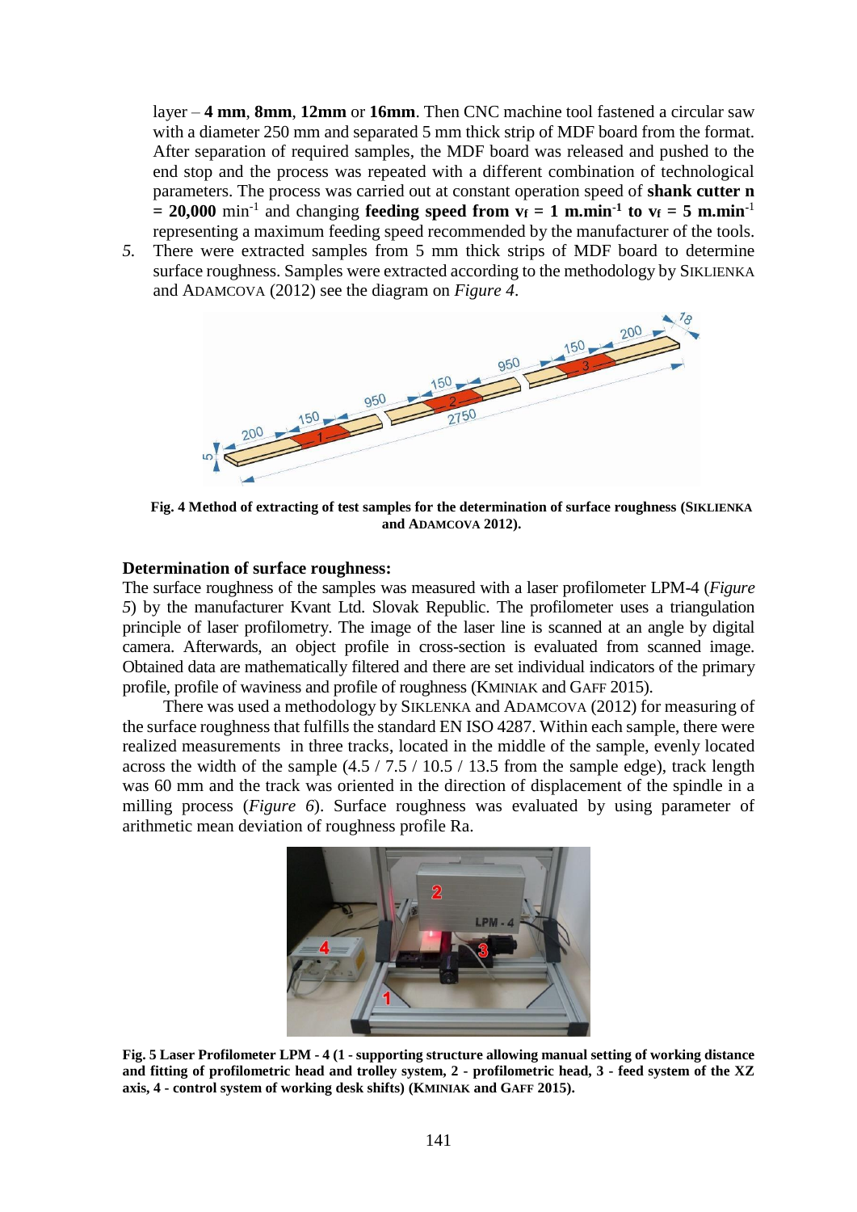layer – **4 mm**, **8mm**, **12mm** or **16mm**. Then CNC machine tool fastened a circular saw with a diameter 250 mm and separated 5 mm thick strip of MDF board from the format. After separation of required samples, the MDF board was released and pushed to the end stop and the process was repeated with a different combination of technological parameters. The process was carried out at constant operation speed of **shank cutter n = 20,000** $\text{min}^{-1}$ and changing **feeding speed from $v_f$ = 1 m.min$^{-1}$ to $v_f$ = 5 m.min**$^{-1}$ representing a maximum feeding speed recommended by the manufacturer of the tools.

5. There were extracted samples from 5 mm thick strips of MDF board to determine surface roughness. Samples were extracted according to the methodology by SIKLIENKA and ADAMCOVA (2012) see the diagram on *Figure 4*.

**Fig. 4 Method of extracting of test samples for the determination of surface roughness (SIKLIENKA and ADAMCOVA 2012).**

### Determination of surface roughness:

The surface roughness of the samples was measured with a laser profilometer LPM-4 (*Figure 5*) by the manufacturer Kvant Ltd. Slovak Republic. The profilometer uses a triangulation principle of laser profilometry. The image of the laser line is scanned at an angle by digital camera. Afterwards, an object profile in cross-section is evaluated from scanned image. Obtained data are mathematically filtered and there are set individual indicators of the primary profile, profile of waviness and profile of roughness (KMINIAK and GAFF 2015).

There was used a methodology by SIKLENKA and ADAMCOVA (2012) for measuring of the surface roughness that fulfills the standard EN ISO 4287. Within each sample, there were realized measurements in three tracks, located in the middle of the sample, evenly located across the width of the sample (4.5 / 7.5 / 10.5 / 13.5 from the sample edge), track length was 60 mm and the track was oriented in the direction of displacement of the spindle in a milling process (*Figure 6*). Surface roughness was evaluated by using parameter of arithmetic mean deviation of roughness profile Ra.

**Fig. 5 Laser Profilometer LPM - 4 (1 - supporting structure allowing manual setting of working distance and fitting of profilometric head and trolley system, 2 - profilometric head, 3 - feed system of the XZ axis, 4 - control system of working desk shifts) (KMINIAK and GAFF 2015).**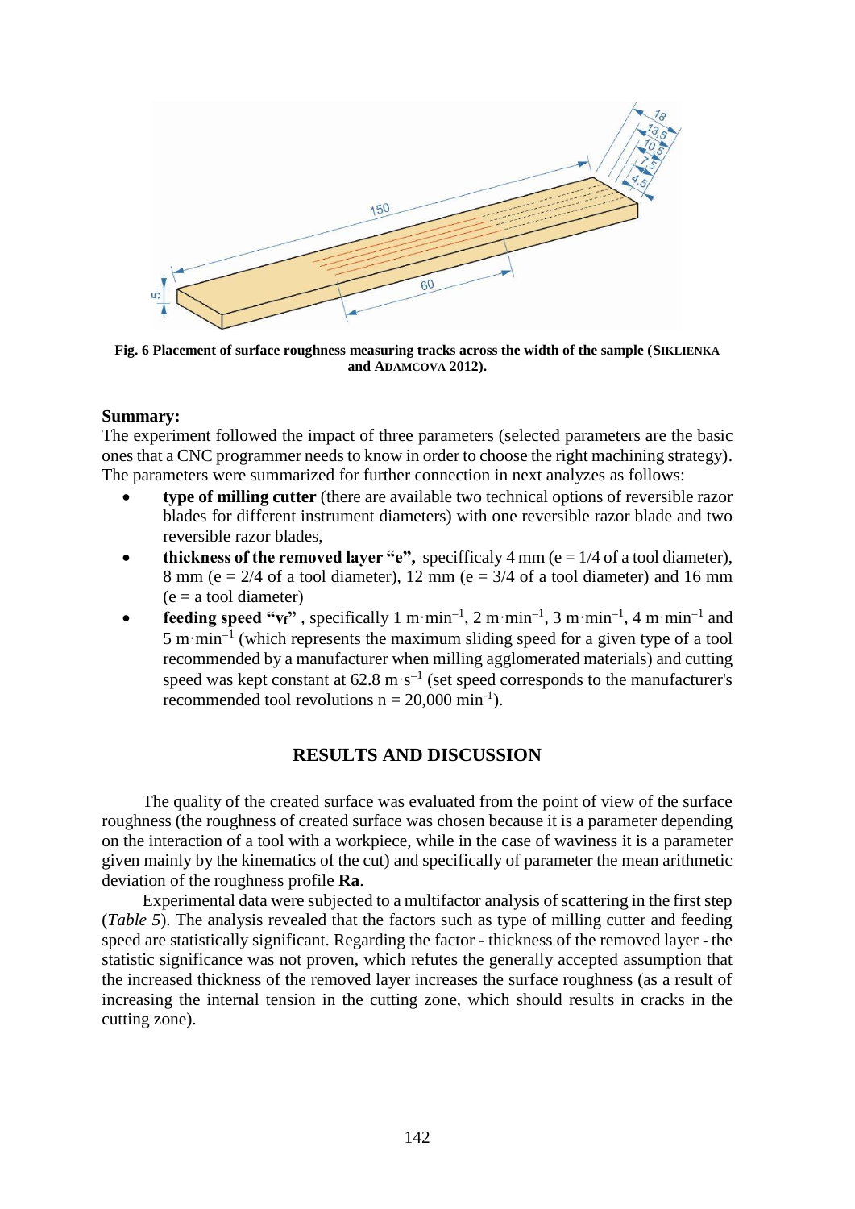Fig. 6 Placement of surface roughness measuring tracks across the width of the sample (SIKLIENKA and ADAMCOVA 2012).

**Summary:**

The experiment followed the impact of three parameters (selected parameters are the basic ones that a CNC programmer needs to know in order to choose the right machining strategy). The parameters were summarized for further connection in next analyzes as follows:

- **type of milling cutter** (there are available two technical options of reversible razor blades for different instrument diameters) with one reversible razor blade and two reversible razor blades,
- **thickness of the removed layer "e",** specifficaly 4 mm (e = 1/4 of a tool diameter), 8 mm (e = 2/4 of a tool diameter), 12 mm (e = 3/4 of a tool diameter) and 16 mm (e = a tool diameter)
- **feeding speed "$v_f$"** , specifically 1 m·min$^{-1}$, 2 m·min$^{-1}$, 3 m·min$^{-1}$, 4 m·min$^{-1}$ and 5 m·min$^{-1}$ (which represents the maximum sliding speed for a given type of a tool recommended by a manufacturer when milling agglomerated materials) and cutting speed was kept constant at 62.8 m·s$^{-1}$ (set speed corresponds to the manufacturer's recommended tool revolutions n = 20,000 min$^{-1}$).

## RESULTS AND DISCUSSION

The quality of the created surface was evaluated from the point of view of the surface roughness (the roughness of created surface was chosen because it is a parameter depending on the interaction of a tool with a workpiece, while in the case of waviness it is a parameter given mainly by the kinematics of the cut) and specifically of parameter the mean arithmetic deviation of the roughness profile **Ra**.

Experimental data were subjected to a multifactor analysis of scattering in the first step (*Table 5*). The analysis revealed that the factors such as type of milling cutter and feeding speed are statistically significant. Regarding the factor - thickness of the removed layer - the statistic significance was not proven, which refutes the generally accepted assumption that the increased thickness of the removed layer increases the surface roughness (as a result of increasing the internal tension in the cutting zone, which should results in cracks in the cutting zone).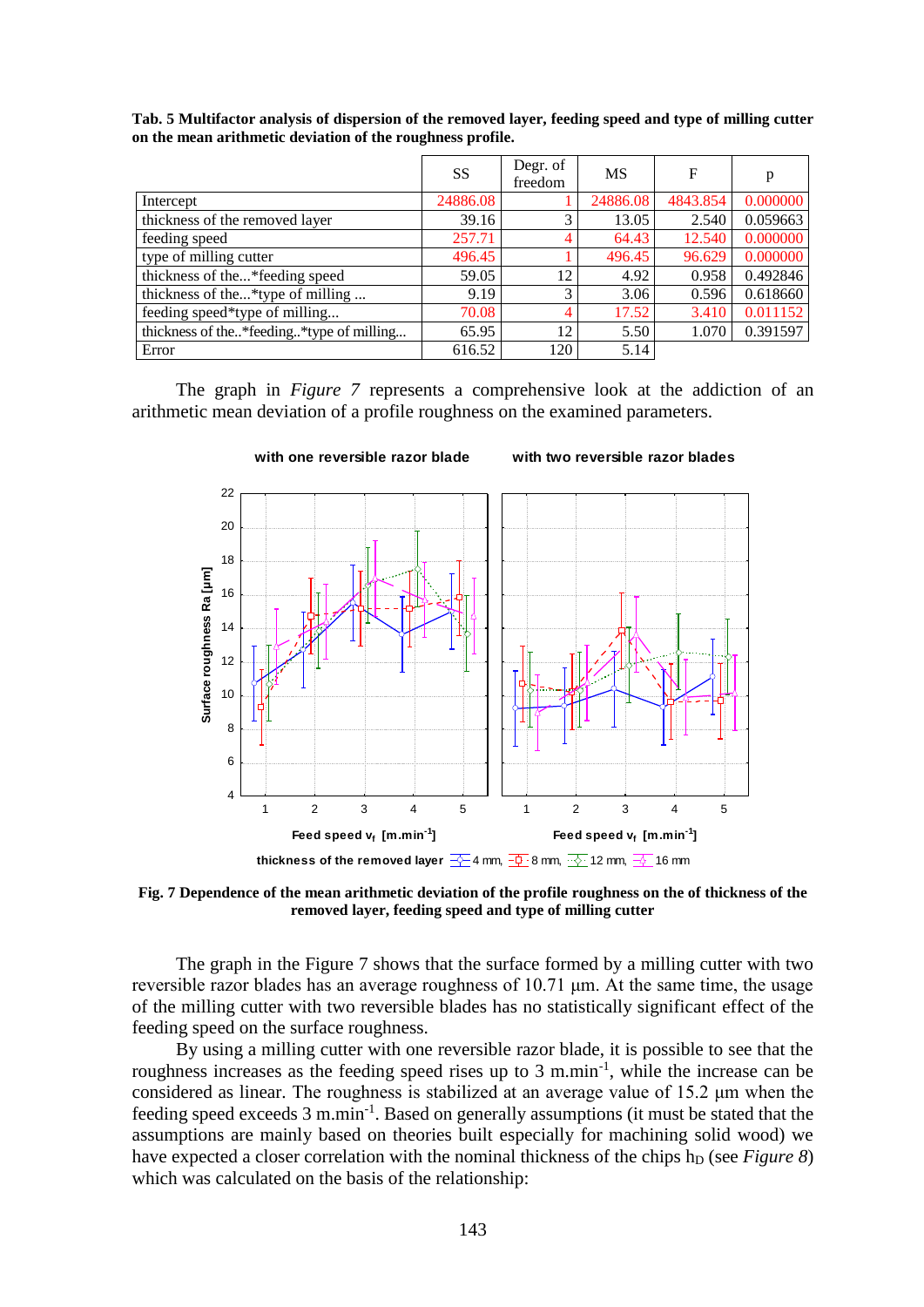**Tab. 5 Multifactor analysis of dispersion of the removed layer, feeding speed and type of milling cutter on the mean arithmetic deviation of the roughness profile.**

| | SS | Degr. of freedom | MS | F | p |
|---|---|---|---|---|---|
| Intercept | 24886.08 | 1 | 24886.08 | 4843.854 | 0.000000 |
| thickness of the removed layer | 39.16 | 3 | 13.05 | 2.540 | 0.059663 |
| feeding speed | 257.71 | 4 | 64.43 | 12.540 | 0.000000 |
| type of milling cutter | 496.45 | 1 | 496.45 | 96.629 | 0.000000 |
| thickness of the...*feeding speed | 59.05 | 12 | 4.92 | 0.958 | 0.492846 |
| thickness of the...*type of milling ... | 9.19 | 3 | 3.06 | 0.596 | 0.618660 |
| feeding speed*type of milling... | 70.08 | 4 | 17.52 | 3.410 | 0.011152 |
| thickness of the..*feeding..*type of milling... | 65.95 | 12 | 5.50 | 1.070 | 0.391597 |
| Error | 616.52 | 120 | 5.14 | | |

The graph in *Figure 7* represents a comprehensive look at the addiction of an arithmetic mean deviation of a profile roughness on the examined parameters.

**Fig. 7 Dependence of the mean arithmetic deviation of the profile roughness on the of thickness of the removed layer, feeding speed and type of milling cutter**

The graph in the Figure 7 shows that the surface formed by a milling cutter with two reversible razor blades has an average roughness of 10.71 µm. At the same time, the usage of the milling cutter with two reversible blades has no statistically significant effect of the feeding speed on the surface roughness.

By using a milling cutter with one reversible razor blade, it is possible to see that the roughness increases as the feeding speed rises up to 3 $m.min^{-1}$, while the increase can be considered as linear. The roughness is stabilized at an average value of 15.2 µm when the feeding speed exceeds 3 $m.min^{-1}$. Based on generally assumptions (it must be stated that the assumptions are mainly based on theories built especially for machining solid wood) we have expected a closer correlation with the nominal thickness of the chips $h_D$ (see *Figure 8*) which was calculated on the basis of the relationship: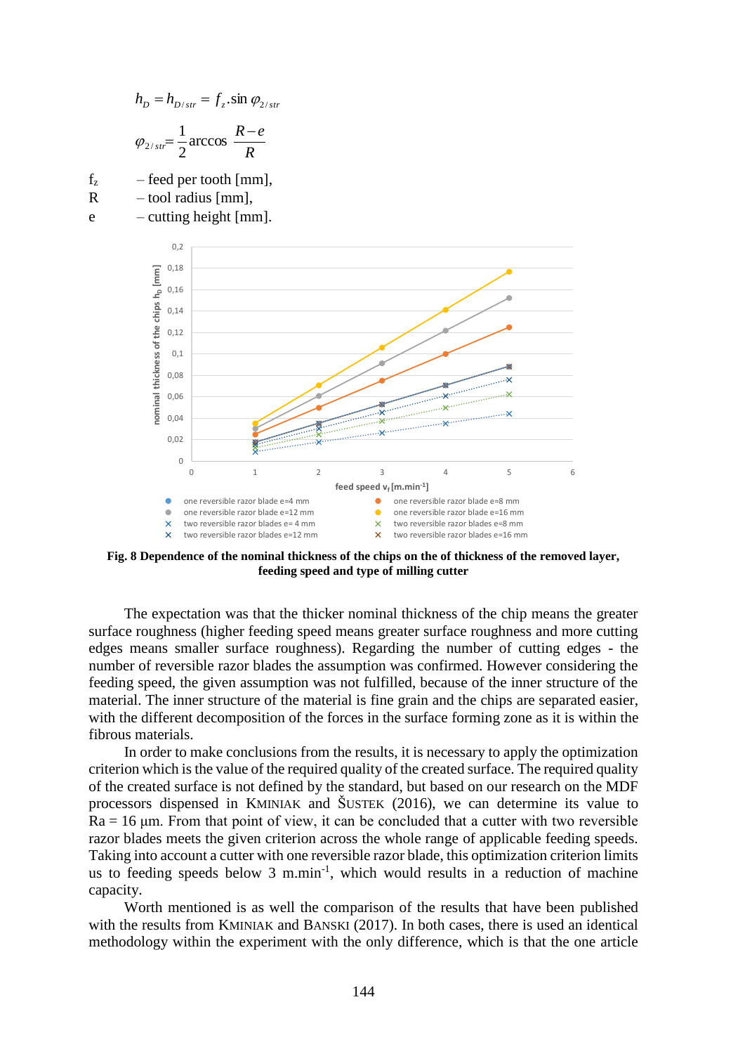$$h_D = h_{D/str} = f_z . \sin \varphi_{2/str}$$

$$\varphi_{2/str} = \frac{1}{2} \arccos \frac{R - e}{R}$$

$f_z$ – feed per tooth [mm],

$R$ – tool radius [mm],

$e$ – cutting height [mm].

**Fig. 8 Dependence of the nominal thickness of the chips on the of thickness of the removed layer, feeding speed and type of milling cutter**

The expectation was that the thicker nominal thickness of the chip means the greater surface roughness (higher feeding speed means greater surface roughness and more cutting edges means smaller surface roughness). Regarding the number of cutting edges - the number of reversible razor blades the assumption was confirmed. However considering the feeding speed, the given assumption was not fulfilled, because of the inner structure of the material. The inner structure of the material is fine grain and the chips are separated easier, with the different decomposition of the forces in the surface forming zone as it is within the fibrous materials.

In order to make conclusions from the results, it is necessary to apply the optimization criterion which is the value of the required quality of the created surface. The required quality of the created surface is not defined by the standard, but based on our research on the MDF processors dispensed in KMINIAK and ŠUSTEK (2016), we can determine its value to Ra = 16 µm. From that point of view, it can be concluded that a cutter with two reversible razor blades meets the given criterion across the whole range of applicable feeding speeds. Taking into account a cutter with one reversible razor blade, this optimization criterion limits us to feeding speeds below 3 m.min$^{-1}$, which would results in a reduction of machine capacity.

Worth mentioned is as well the comparison of the results that have been published with the results from KMINIAK and BANSKI (2017). In both cases, there is used an identical methodology within the experiment with the only difference, which is that the one article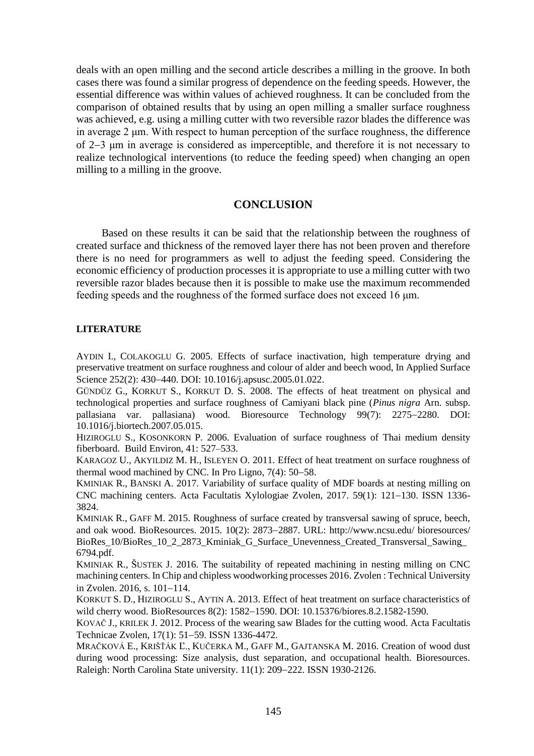deals with an open milling and the second article describes a milling in the groove. In both cases there was found a similar progress of dependence on the feeding speeds. However, the essential difference was within values of achieved roughness. It can be concluded from the comparison of obtained results that by using an open milling a smaller surface roughness was achieved, e.g. using a milling cutter with two reversible razor blades the difference was in average 2 μm. With respect to human perception of the surface roughness, the difference of 2−3 μm in average is considered as imperceptible, and therefore it is not necessary to realize technological interventions (to reduce the feeding speed) when changing an open milling to a milling in the groove.

## CONCLUSION

Based on these results it can be said that the relationship between the roughness of created surface and thickness of the removed layer there has not been proven and therefore there is no need for programmers as well to adjust the feeding speed. Considering the economic efficiency of production processes it is appropriate to use a milling cutter with two reversible razor blades because then it is possible to make use the maximum recommended feeding speeds and the roughness of the formed surface does not exceed 16 μm.

### LITERATURE

AYDIN I., COLAKOGLU G. 2005. Effects of surface inactivation, high temperature drying and preservative treatment on surface roughness and colour of alder and beech wood, In Applied Surface Science 252(2): 430−440. DOI: 10.1016/j.apsusc.2005.01.022.

GÜNDÜZ G., KORKUT S., KORKUT D. S. 2008. The effects of heat treatment on physical and technological properties and surface roughness of Camiyani black pine (*Pinus nigra* Arn. subsp. pallasiana var. pallasiana) wood. Bioresource Technology 99(7): 2275−2280. DOI: 10.1016/j.biortech.2007.05.015.

HIZIROGLU S., KOSONKORN P. 2006. Evaluation of surface roughness of Thai medium density fiberboard. Build Environ, 41: 527–533.

KARAGOZ U., AKYILDIZ M. H., ISLEYEN O. 2011. Effect of heat treatment on surface roughness of thermal wood machined by CNC. In Pro Ligno, 7(4): 50−58.

KMINIAK R., BANSKI A. 2017. Variability of surface quality of MDF boards at nesting milling on CNC machining centers. Acta Facultatis Xylologiae Zvolen, 2017. 59(1): 121−130. ISSN 1336-3824.

KMINIAK R., GAFF M. 2015. Roughness of surface created by transversal sawing of spruce, beech, and oak wood. BioResources. 2015. 10(2): 2873−2887. URL: http://www.ncsu.edu/ bioresources/ BioRes_10/BioRes_10_2_2873_Kminiak_G_Surface_Unevenness_Created_Transversal_Sawing_ 6794.pdf.

KMINIAK R., ŠUSTEK J. 2016. The suitability of repeated machining in nesting milling on CNC machining centers. In Chip and chipless woodworking processes 2016. Zvolen : Technical University in Zvolen. 2016, s. 101−114.

KORKUT S. D., HIZIROGLU S., AYTIN A. 2013. Effect of heat treatment on surface characteristics of wild cherry wood. BioResources 8(2): 1582−1590. DOI: 10.15376/biores.8.2.1582-1590.

KOVAČ J., KRILEK J. 2012. Process of the wearing saw Blades for the cutting wood. Acta Facultatis Technicae Zvolen, 17(1): 51−59. ISSN 1336-4472.

MRAČKOVÁ E., KRIŠŤÁK Ľ., KUČERKA M., GAFF M., GAJTANSKA M. 2016. Creation of wood dust during wood processing: Size analysis, dust separation, and occupational health. Bioresources. Raleigh: North Carolina State university. 11(1): 209−222. ISSN 1930-2126.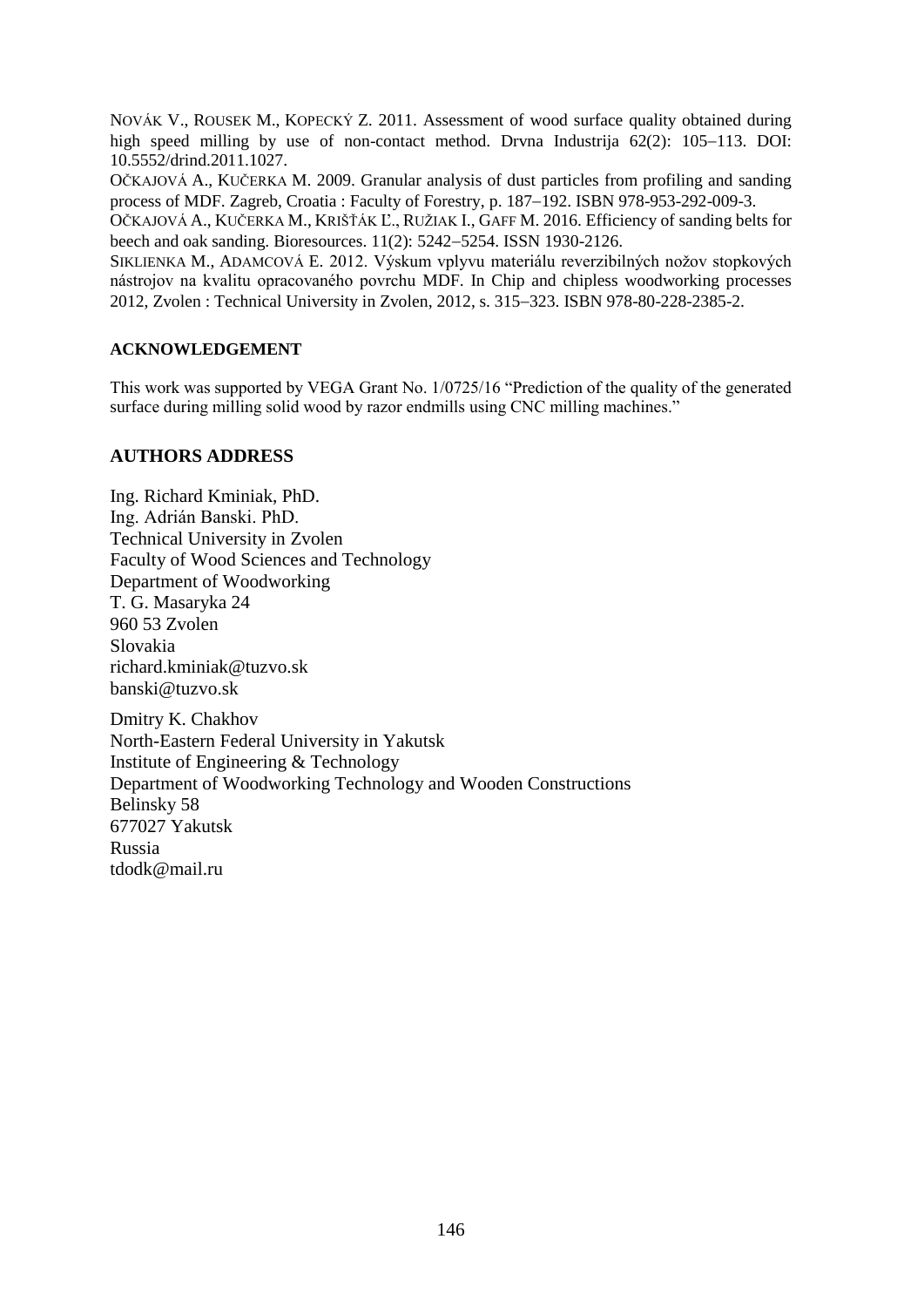NOVÁK V., ROUSEK M., KOPECKÝ Z. 2011. Assessment of wood surface quality obtained during high speed milling by use of non-contact method. Drvna Industrija 62(2): 105–113. DOI: 10.5552/drind.2011.1027.

OČKAJOVÁ A., KUČERKA M. 2009. Granular analysis of dust particles from profiling and sanding process of MDF. Zagreb, Croatia : Faculty of Forestry, p. 187–192. ISBN 978-953-292-009-3.

OČKAJOVÁ A., KUČERKA M., KRIŠŤÁK Ľ., RUŽIAK I., GAFF M. 2016. Efficiency of sanding belts for beech and oak sanding. Bioresources. 11(2): 5242–5254. ISSN 1930-2126.

SIKLIENKA M., ADAMCOVÁ E. 2012. Výskum vplyvu materiálu reverzibilných nožov stopkových nástrojov na kvalitu opracovaného povrchu MDF. In Chip and chipless woodworking processes 2012, Zvolen : Technical University in Zvolen, 2012, s. 315–323. ISBN 978-80-228-2385-2.

## ACKNOWLEDGEMENT

This work was supported by VEGA Grant No. 1/0725/16 "Prediction of the quality of the generated surface during milling solid wood by razor endmills using CNC milling machines."

## AUTHORS ADDRESS

Ing. Richard Kminiak, PhD.
Ing. Adrián Banski. PhD.
Technical University in Zvolen
Faculty of Wood Sciences and Technology
Department of Woodworking
T. G. Masaryka 24
960 53 Zvolen
Slovakia
richard.kminiak@tuzvo.sk
banski@tuzvo.sk

Dmitry K. Chakhov
North-Eastern Federal University in Yakutsk
Institute of Engineering & Technology
Department of Woodworking Technology and Wooden Constructions
Belinsky 58
677027 Yakutsk
Russia
tdodk@mail.ru